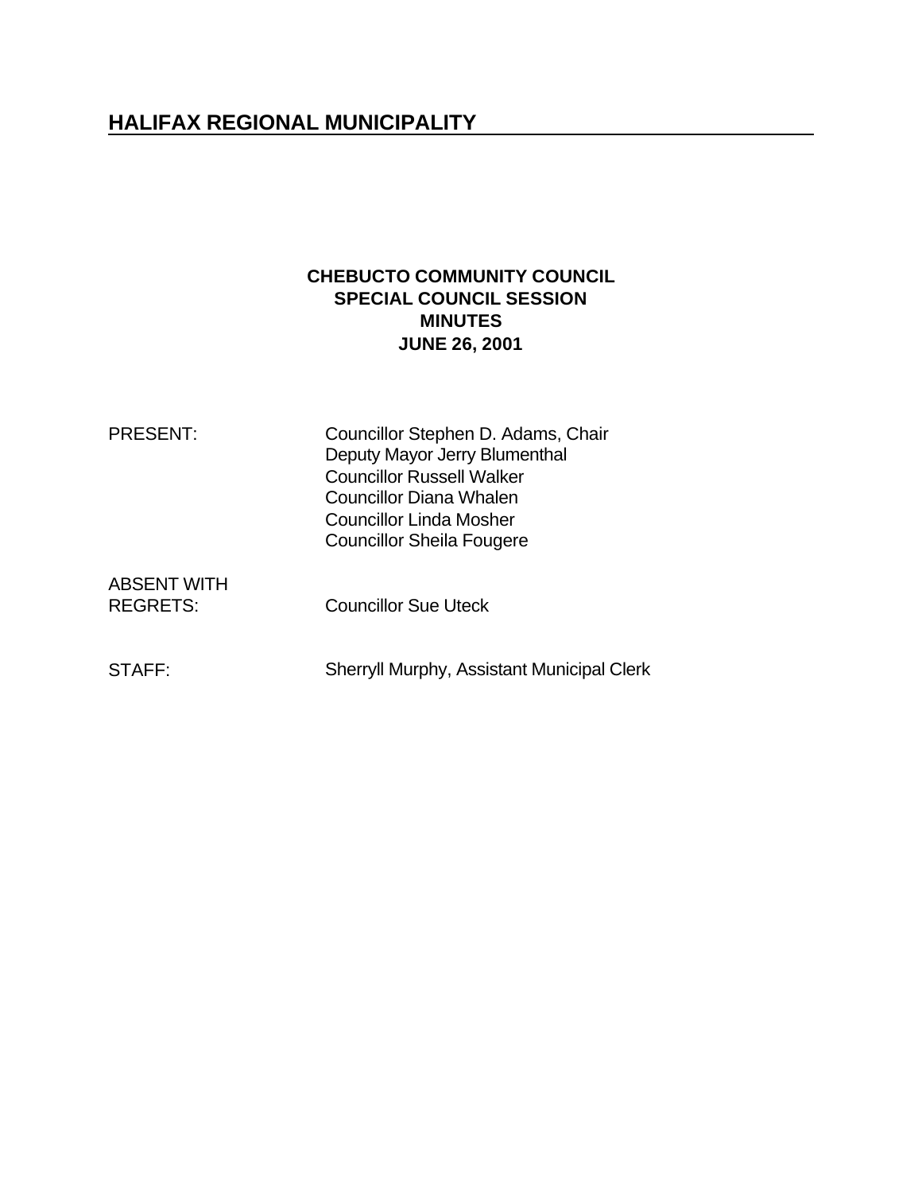# HALIFAX REGIONAL MUNICIPALITY

**CHEBUCTO COMMUNITY COUNCIL**
**SPECIAL COUNCIL SESSION**
**MINUTES**
**JUNE 26, 2001**

PRESENT: Councillor Stephen D. Adams, Chair
Deputy Mayor Jerry Blumenthal
Councillor Russell Walker
Councillor Diana Whalen
Councillor Linda Mosher
Councillor Sheila Fougere

ABSENT WITH REGRETS: Councillor Sue Uteck

STAFF: Sherryll Murphy, Assistant Municipal Clerk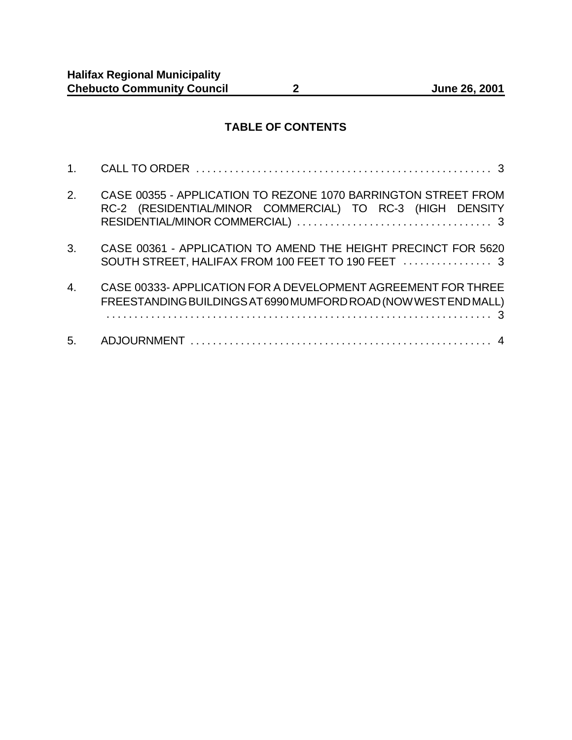## TABLE OF CONTENTS

1. CALL TO ORDER . . . . . . . . . . . . . . . . . . . . . . . . . . . . . . . . . . . . . . . . . . . . . . . . . . . . . 3

2. CASE 00355 - APPLICATION TO REZONE 1070 BARRINGTON STREET FROM RC-2 (RESIDENTIAL/MINOR COMMERCIAL) TO RC-3 (HIGH DENSITY RESIDENTIAL/MINOR COMMERCIAL) . . . . . . . . . . . . . . . . . . . . . . . . . . . . . . . . . . 3

3. CASE 00361 - APPLICATION TO AMEND THE HEIGHT PRECINCT FOR 5620 SOUTH STREET, HALIFAX FROM 100 FEET TO 190 FEET . . . . . . . . . . . . . . . . 3

4. CASE 00333- APPLICATION FOR A DEVELOPMENT AGREEMENT FOR THREE FREESTANDING BUILDINGS AT 6990 MUMFORD ROAD (NOW WEST END MALL) . . . . . . . . . . . . . . . . . . . . . . . . . . . . . . . . . . . . . . . . . . . . . . . . . . . . . . . . . . . . . . . . . 3

5. ADJOURNMENT . . . . . . . . . . . . . . . . . . . . . . . . . . . . . . . . . . . . . . . . . . . . . . . . . . . . . . 4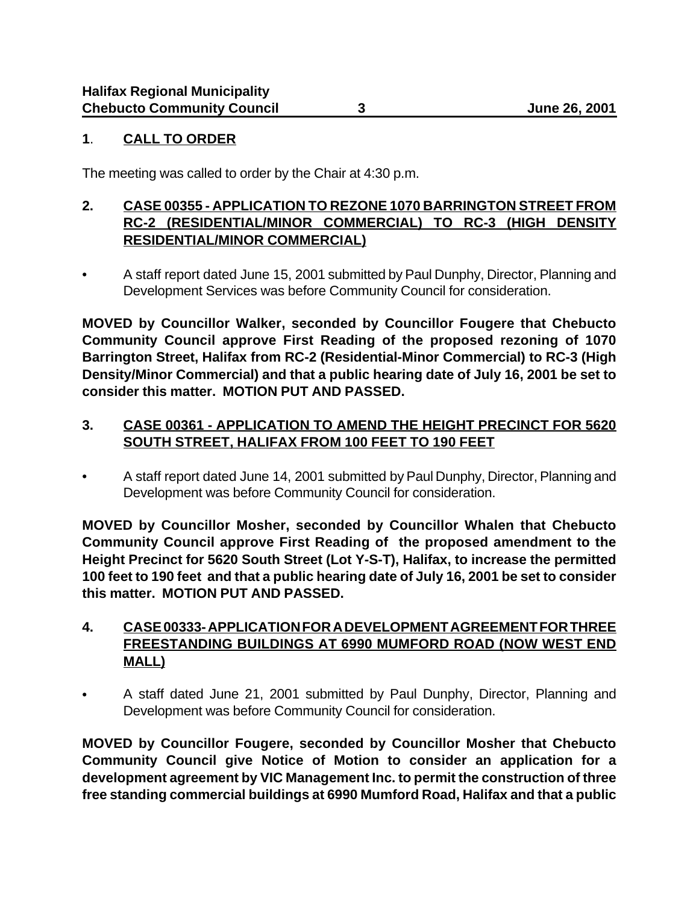## 1. CALL TO ORDER

The meeting was called to order by the Chair at 4:30 p.m.

## 2. CASE 00355 - APPLICATION TO REZONE 1070 BARRINGTON STREET FROM RC-2 (RESIDENTIAL/MINOR COMMERCIAL) TO RC-3 (HIGH DENSITY RESIDENTIAL/MINOR COMMERCIAL)

- A staff report dated June 15, 2001 submitted by Paul Dunphy, Director, Planning and Development Services was before Community Council for consideration.

**MOVED by Councillor Walker, seconded by Councillor Fougere that Chebucto Community Council approve First Reading of the proposed rezoning of 1070 Barrington Street, Halifax from RC-2 (Residential-Minor Commercial) to RC-3 (High Density/Minor Commercial) and that a public hearing date of July 16, 2001 be set to consider this matter. MOTION PUT AND PASSED.**

## 3. CASE 00361 - APPLICATION TO AMEND THE HEIGHT PRECINCT FOR 5620 SOUTH STREET, HALIFAX FROM 100 FEET TO 190 FEET

- A staff report dated June 14, 2001 submitted by Paul Dunphy, Director, Planning and Development was before Community Council for consideration.

**MOVED by Councillor Mosher, seconded by Councillor Whalen that Chebucto Community Council approve First Reading of the proposed amendment to the Height Precinct for 5620 South Street (Lot Y-S-T), Halifax, to increase the permitted 100 feet to 190 feet and that a public hearing date of July 16, 2001 be set to consider this matter. MOTION PUT AND PASSED.**

## 4. CASE 00333- APPLICATION FOR A DEVELOPMENT AGREEMENT FOR THREE FREESTANDING BUILDINGS AT 6990 MUMFORD ROAD (NOW WEST END MALL)

- A staff dated June 21, 2001 submitted by Paul Dunphy, Director, Planning and Development was before Community Council for consideration.

**MOVED by Councillor Fougere, seconded by Councillor Mosher that Chebucto Community Council give Notice of Motion to consider an application for a development agreement by VIC Management Inc. to permit the construction of three free standing commercial buildings at 6990 Mumford Road, Halifax and that a public**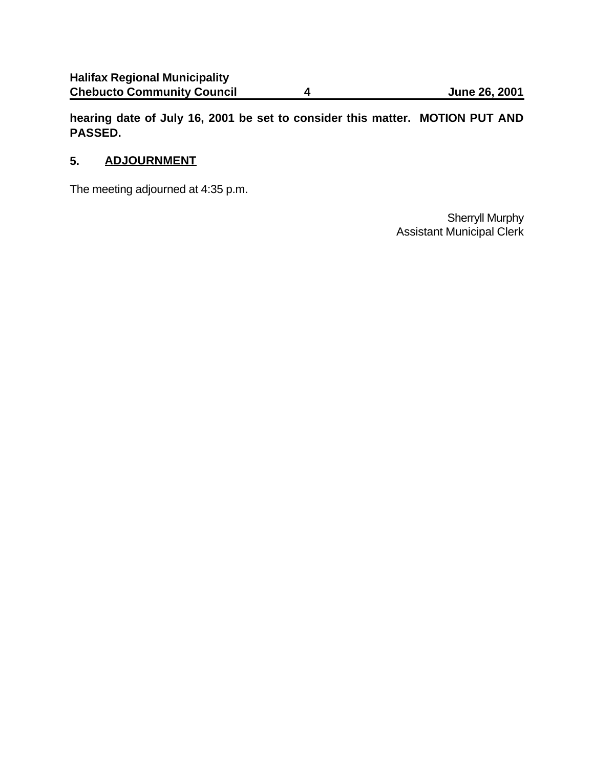**hearing date of July 16, 2001 be set to consider this matter. MOTION PUT AND PASSED.**

## 5. ADJOURNMENT

The meeting adjourned at 4:35 p.m.

Sherryll Murphy
Assistant Municipal Clerk